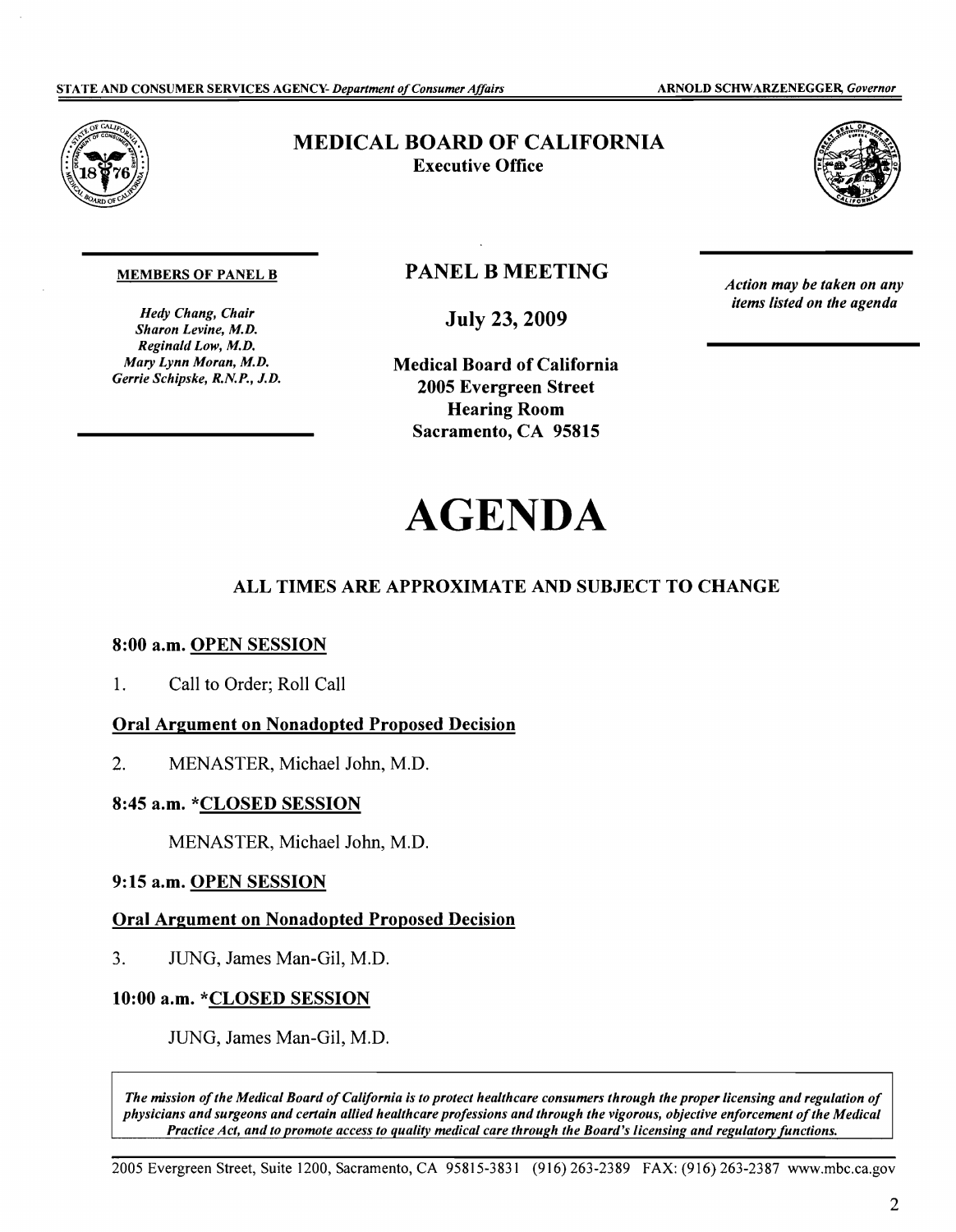STATE AND CONSUMER SERVICES AGENCY- *Department of Consumer Affairs* ARNOLD SCHWARZENEGGER, *Governor*

# MEDICAL BOARD OF CALIFORNIA

**Executive Office**

**MEMBERS OF PANEL B**

*Hedy Chang, Chair*
*Sharon Levine, M.D.*
*Reginald Low, M.D.*
*Mary Lynn Moran, M.D.*
*Gerrie Schipske, R.N.P., J.D.*

## PANEL B MEETING

**July 23, 2009**

**Medical Board of California**
**2005 Evergreen Street**
**Hearing Room**
**Sacramento, CA 95815**

*Action may be taken on any items listed on the agenda*

# AGENDA

### ALL TIMES ARE APPROXIMATE AND SUBJECT TO CHANGE

**8:00 a.m. OPEN SESSION**

1. Call to Order; Roll Call

**Oral Argument on Nonadopted Proposed Decision**

2. MENASTER, Michael John, M.D.

**8:45 a.m. *CLOSED SESSION**

MENASTER, Michael John, M.D.

**9:15 a.m. OPEN SESSION**

**Oral Argument on Nonadopted Proposed Decision**

3. JUNG, James Man-Gil, M.D.

**10:00 a.m. *CLOSED SESSION**

JUNG, James Man-Gil, M.D.

*The mission of the Medical Board of California is to protect healthcare consumers through the proper licensing and regulation of physicians and surgeons and certain allied healthcare professions and through the vigorous, objective enforcement of the Medical Practice Act, and to promote access to quality medical care through the Board's licensing and regulatory functions.*

2005 Evergreen Street, Suite 1200, Sacramento, CA 95815-3831 (916) 263-2389 FAX: (916) 263-2387 www.mbc.ca.gov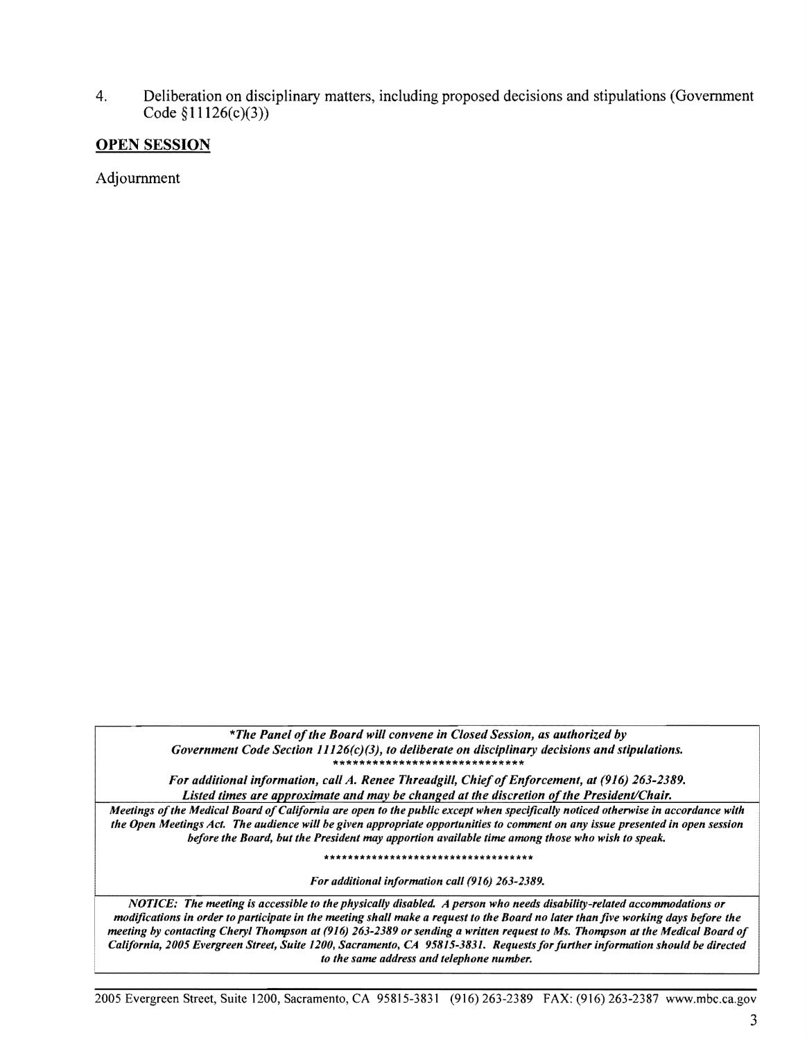4. Deliberation on disciplinary matters, including proposed decisions and stipulations (Government Code §11126(c)(3))

**OPEN SESSION**

Adjournment

***\*The Panel of the Board will convene in Closed Session, as authorized by Government Code Section 11126(c)(3), to deliberate on disciplinary decisions and stipulations.***

*****************************

***For additional information, call A. Renee Threadgill, Chief of Enforcement, at (916) 263-2389.***

***Listed times are approximate and may be changed at the discretion of the President/Chair.***

***Meetings of the Medical Board of California are open to the public except when specifically noticed otherwise in accordance with the Open Meetings Act. The audience will be given appropriate opportunities to comment on any issue presented in open session before the Board, but the President may apportion available time among those who wish to speak.***

**********************************

***For additional information call (916) 263-2389.***

***NOTICE: The meeting is accessible to the physically disabled. A person who needs disability-related accommodations or modifications in order to participate in the meeting shall make a request to the Board no later than five working days before the meeting by contacting Cheryl Thompson at (916) 263-2389 or sending a written request to Ms. Thompson at the Medical Board of California, 2005 Evergreen Street, Suite 1200, Sacramento, CA 95815-3831. Requests for further information should be directed to the same address and telephone number.***

2005 Evergreen Street, Suite 1200, Sacramento, CA 95815-3831 (916) 263-2389 FAX: (916) 263-2387 www.mbc.ca.gov